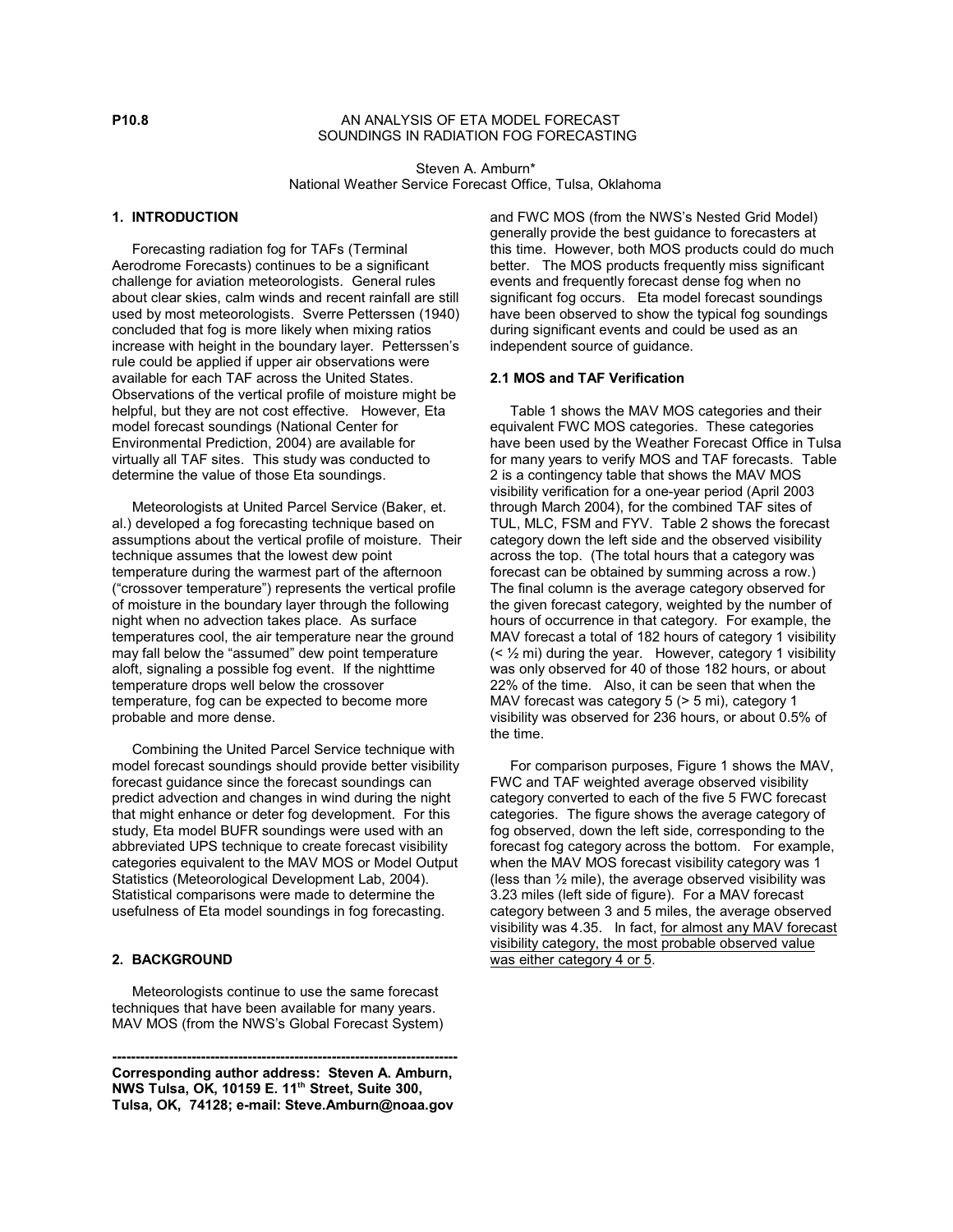**P10.8**

# AN ANALYSIS OF ETA MODEL FORECAST SOUNDINGS IN RADIATION FOG FORECASTING

Steven A. Amburn*
National Weather Service Forecast Office, Tulsa, Oklahoma

## 1. INTRODUCTION

Forecasting radiation fog for TAFs (Terminal Aerodrome Forecasts) continues to be a significant challenge for aviation meteorologists. General rules about clear skies, calm winds and recent rainfall are still used by most meteorologists. Sverre Petterssen (1940) concluded that fog is more likely when mixing ratios increase with height in the boundary layer. Petterssen's rule could be applied if upper air observations were available for each TAF across the United States. Observations of the vertical profile of moisture might be helpful, but they are not cost effective. However, Eta model forecast soundings (National Center for Environmental Prediction, 2004) are available for virtually all TAF sites. This study was conducted to determine the value of those Eta soundings.

Meteorologists at United Parcel Service (Baker, et. al.) developed a fog forecasting technique based on assumptions about the vertical profile of moisture. Their technique assumes that the lowest dew point temperature during the warmest part of the afternoon ("crossover temperature") represents the vertical profile of moisture in the boundary layer through the following night when no advection takes place. As surface temperatures cool, the air temperature near the ground may fall below the "assumed" dew point temperature aloft, signaling a possible fog event. If the nighttime temperature drops well below the crossover temperature, fog can be expected to become more probable and more dense.

Combining the United Parcel Service technique with model forecast soundings should provide better visibility forecast guidance since the forecast soundings can predict advection and changes in wind during the night that might enhance or deter fog development. For this study, Eta model BUFR soundings were used with an abbreviated UPS technique to create forecast visibility categories equivalent to the MAV MOS or Model Output Statistics (Meteorological Development Lab, 2004). Statistical comparisons were made to determine the usefulness of Eta model soundings in fog forecasting.

## 2. BACKGROUND

Meteorologists continue to use the same forecast techniques that have been available for many years. MAV MOS (from the NWS's Global Forecast System) and FWC MOS (from the NWS's Nested Grid Model) generally provide the best guidance to forecasters at this time. However, both MOS products could do much better. The MOS products frequently miss significant events and frequently forecast dense fog when no significant fog occurs. Eta model forecast soundings have been observed to show the typical fog soundings during significant events and could be used as an independent source of guidance.

### 2.1 MOS and TAF Verification

Table 1 shows the MAV MOS categories and their equivalent FWC MOS categories. These categories have been used by the Weather Forecast Office in Tulsa for many years to verify MOS and TAF forecasts. Table 2 is a contingency table that shows the MAV MOS visibility verification for a one-year period (April 2003 through March 2004), for the combined TAF sites of TUL, MLC, FSM and FYV. Table 2 shows the forecast category down the left side and the observed visibility across the top. (The total hours that a category was forecast can be obtained by summing across a row.) The final column is the average category observed for the given forecast category, weighted by the number of hours of occurrence in that category. For example, the MAV forecast a total of 182 hours of category 1 visibility (< ½ mi) during the year. However, category 1 visibility was only observed for 40 of those 182 hours, or about 22% of the time. Also, it can be seen that when the MAV forecast was category 5 (> 5 mi), category 1 visibility was observed for 236 hours, or about 0.5% of the time.

For comparison purposes, Figure 1 shows the MAV, FWC and TAF weighted average observed visibility category converted to each of the five 5 FWC forecast categories. The figure shows the average category of fog observed, down the left side, corresponding to the forecast fog category across the bottom. For example, when the MAV MOS forecast visibility category was 1 (less than ½ mile), the average observed visibility was 3.23 miles (left side of figure). For a MAV forecast category between 3 and 5 miles, the average observed visibility was 4.35. In fact, <u>for almost any MAV forecast visibility category, the most probable observed value was either category 4 or 5</u>.

---

**Corresponding author address: Steven A. Amburn, NWS Tulsa, OK, 10159 E. 11th Street, Suite 300, Tulsa, OK, 74128; e-mail: Steve.Amburn@noaa.gov**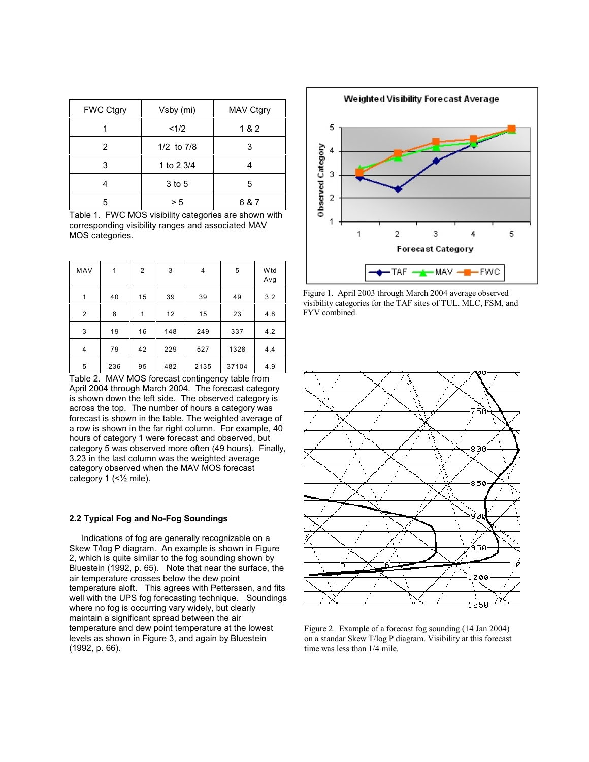| FWC Ctgry | Vsby (mi) | MAV Ctgry |
|---|---|---|
| 1 | <1/2 | 1 & 2 |
| 2 | 1/2 to 7/8 | 3 |
| 3 | 1 to 2 3/4 | 4 |
| 4 | 3 to 5 | 5 |
| 5 | > 5 | 6 & 7 |

Table 1. FWC MOS visibility categories are shown with corresponding visibility ranges and associated MAV MOS categories.

| MAV | 1 | 2 | 3 | 4 | 5 | Wtd Avg |
|---|---|---|---|---|---|---|
| 1 | 40 | 15 | 39 | 39 | 49 | 3.2 |
| 2 | 8 | 1 | 12 | 15 | 23 | 4.8 |
| 3 | 19 | 16 | 148 | 249 | 337 | 4.2 |
| 4 | 79 | 42 | 229 | 527 | 1328 | 4.4 |
| 5 | 236 | 95 | 482 | 2135 | 37104 | 4.9 |

Table 2. MAV MOS forecast contingency table from April 2004 through March 2004. The forecast category is shown down the left side. The observed category is across the top. The number of hours a category was forecast is shown in the table. The weighted average of a row is shown in the far right column. For example, 40 hours of category 1 were forecast and observed, but category 5 was observed more often (49 hours). Finally, 3.23 in the last column was the weighted average category observed when the MAV MOS forecast category 1 (<½ mile).

### 2.2 Typical Fog and No-Fog Soundings

Indications of fog are generally recognizable on a Skew T/log P diagram. An example is shown in Figure 2, which is quite similar to the fog sounding shown by Bluestein (1992, p. 65). Note that near the surface, the air temperature crosses below the dew point temperature aloft. This agrees with Petterssen, and fits well with the UPS fog forecasting technique. Soundings where no fog is occurring vary widely, but clearly maintain a significant spread between the air temperature and dew point temperature at the lowest levels as shown in Figure 3, and again by Bluestein (1992, p. 66).

Figure 1. April 2003 through March 2004 average observed visibility categories for the TAF sites of TUL, MLC, FSM, and FYV combined.

Figure 2. Example of a forecast fog sounding (14 Jan 2004) on a standar Skew T/log P diagram. Visibility at this forecast time was less than 1/4 mile.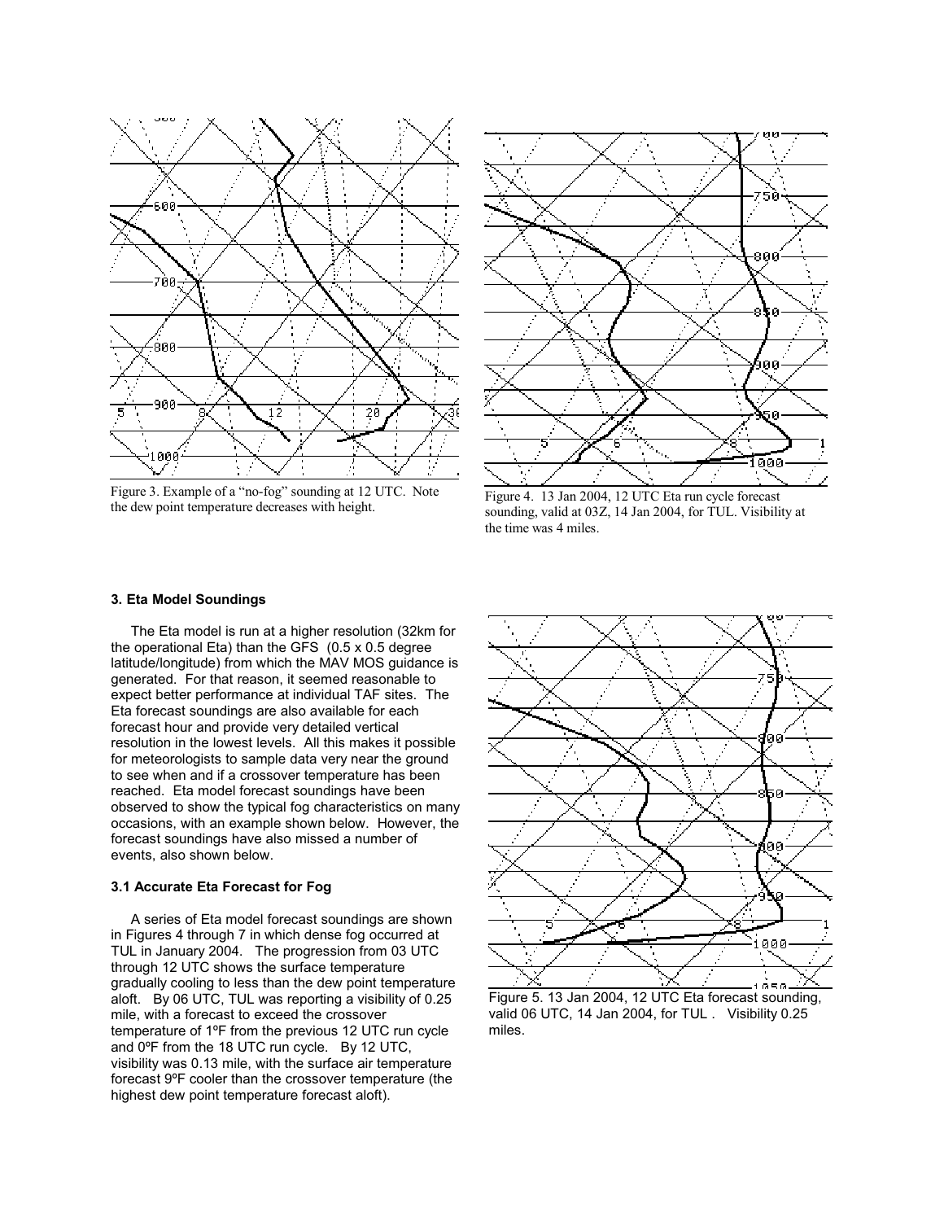Figure 3. Example of a "no-fog" sounding at 12 UTC. Note the dew point temperature decreases with height.

Figure 4. 13 Jan 2004, 12 UTC Eta run cycle forecast sounding, valid at 03Z, 14 Jan 2004, for TUL. Visibility at the time was 4 miles.

### 3. Eta Model Soundings

The Eta model is run at a higher resolution (32km for the operational Eta) than the GFS (0.5 x 0.5 degree latitude/longitude) from which the MAV MOS guidance is generated. For that reason, it seemed reasonable to expect better performance at individual TAF sites. The Eta forecast soundings are also available for each forecast hour and provide very detailed vertical resolution in the lowest levels. All this makes it possible for meteorologists to sample data very near the ground to see when and if a crossover temperature has been reached. Eta model forecast soundings have been observed to show the typical fog characteristics on many occasions, with an example shown below. However, the forecast soundings have also missed a number of events, also shown below.

#### 3.1 Accurate Eta Forecast for Fog

A series of Eta model forecast soundings are shown in Figures 4 through 7 in which dense fog occurred at TUL in January 2004. The progression from 03 UTC through 12 UTC shows the surface temperature gradually cooling to less than the dew point temperature aloft. By 06 UTC, TUL was reporting a visibility of 0.25 mile, with a forecast to exceed the crossover temperature of 1ºF from the previous 12 UTC run cycle and 0ºF from the 18 UTC run cycle. By 12 UTC, visibility was 0.13 mile, with the surface air temperature forecast 9ºF cooler than the crossover temperature (the highest dew point temperature forecast aloft).

Figure 5. 13 Jan 2004, 12 UTC Eta forecast sounding, valid 06 UTC, 14 Jan 2004, for TUL . Visibility 0.25 miles.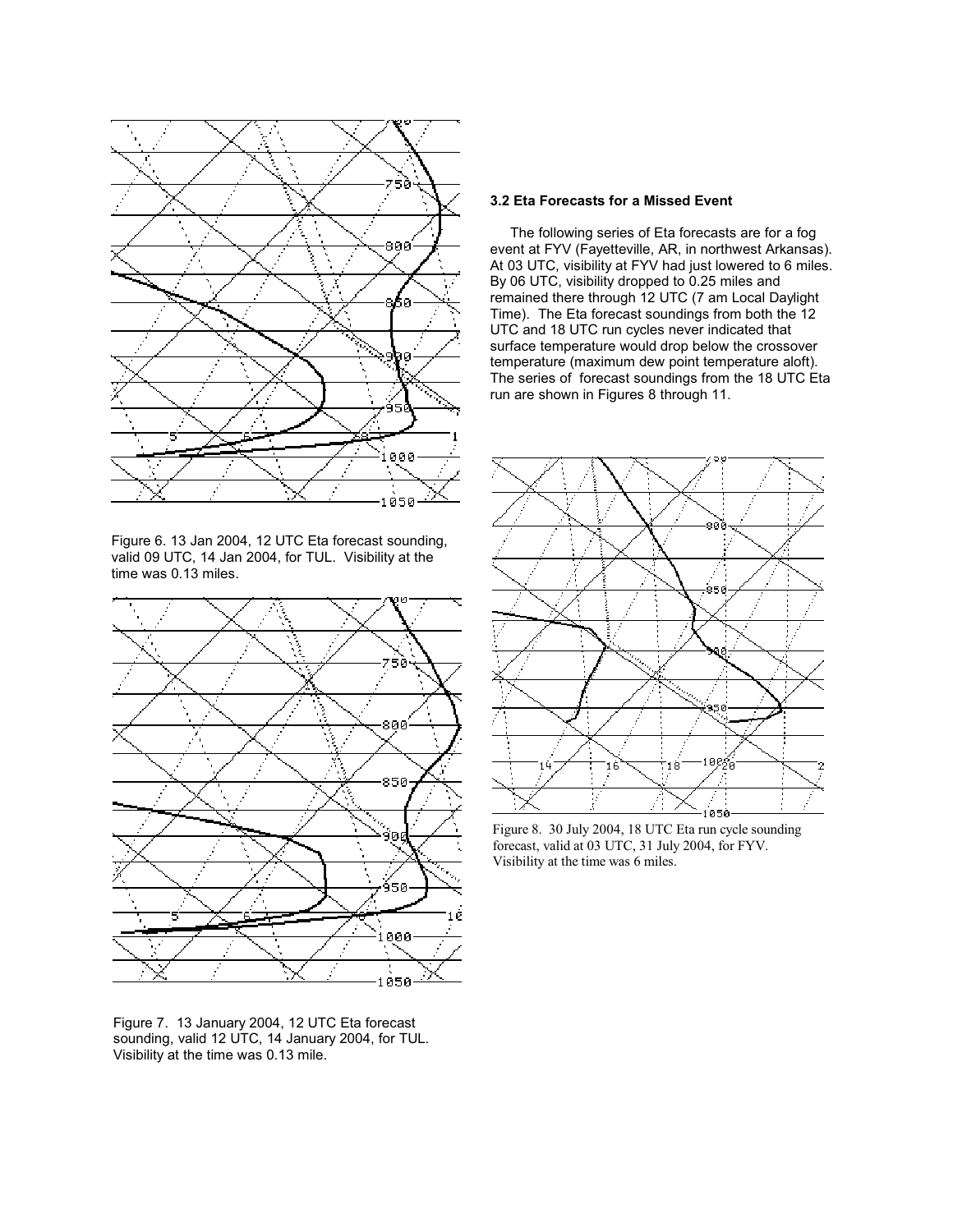Figure 6. 13 Jan 2004, 12 UTC Eta forecast sounding, valid 09 UTC, 14 Jan 2004, for TUL. Visibility at the time was 0.13 miles.

Figure 7. 13 January 2004, 12 UTC Eta forecast sounding, valid 12 UTC, 14 January 2004, for TUL. Visibility at the time was 0.13 mile.

### 3.2 Eta Forecasts for a Missed Event

The following series of Eta forecasts are for a fog event at FYV (Fayetteville, AR, in northwest Arkansas). At 03 UTC, visibility at FYV had just lowered to 6 miles. By 06 UTC, visibility dropped to 0.25 miles and remained there through 12 UTC (7 am Local Daylight Time). The Eta forecast soundings from both the 12 UTC and 18 UTC run cycles never indicated that surface temperature would drop below the crossover temperature (maximum dew point temperature aloft). The series of forecast soundings from the 18 UTC Eta run are shown in Figures 8 through 11.

Figure 8. 30 July 2004, 18 UTC Eta run cycle sounding forecast, valid at 03 UTC, 31 July 2004, for FYV. Visibility at the time was 6 miles.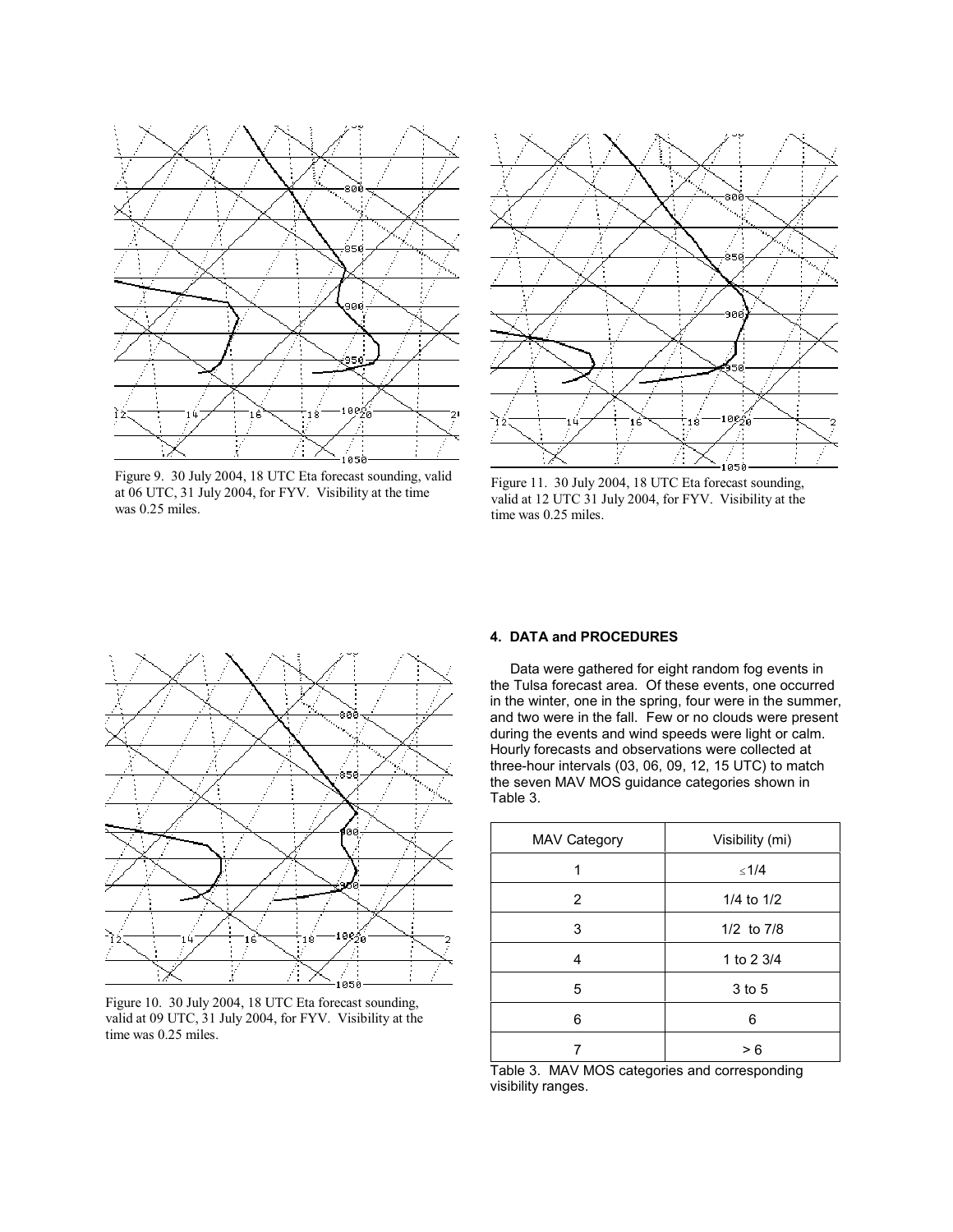Figure 9. 30 July 2004, 18 UTC Eta forecast sounding, valid at 06 UTC, 31 July 2004, for FYV. Visibility at the time was 0.25 miles.

Figure 11. 30 July 2004, 18 UTC Eta forecast sounding, valid at 12 UTC 31 July 2004, for FYV. Visibility at the time was 0.25 miles.

Figure 10. 30 July 2004, 18 UTC Eta forecast sounding, valid at 09 UTC, 31 July 2004, for FYV. Visibility at the time was 0.25 miles.

## 4. DATA and PROCEDURES

Data were gathered for eight random fog events in the Tulsa forecast area. Of these events, one occurred in the winter, one in the spring, four were in the summer, and two were in the fall. Few or no clouds were present during the events and wind speeds were light or calm. Hourly forecasts and observations were collected at three-hour intervals (03, 06, 09, 12, 15 UTC) to match the seven MAV MOS guidance categories shown in Table 3.

| MAV Category | Visibility (mi) |
| --- | --- |
| 1 | $\leq$1/4 |
| 2 | 1/4 to 1/2 |
| 3 | 1/2 to 7/8 |
| 4 | 1 to 2 3/4 |
| 5 | 3 to 5 |
| 6 | 6 |
| 7 | > 6 |

Table 3. MAV MOS categories and corresponding visibility ranges.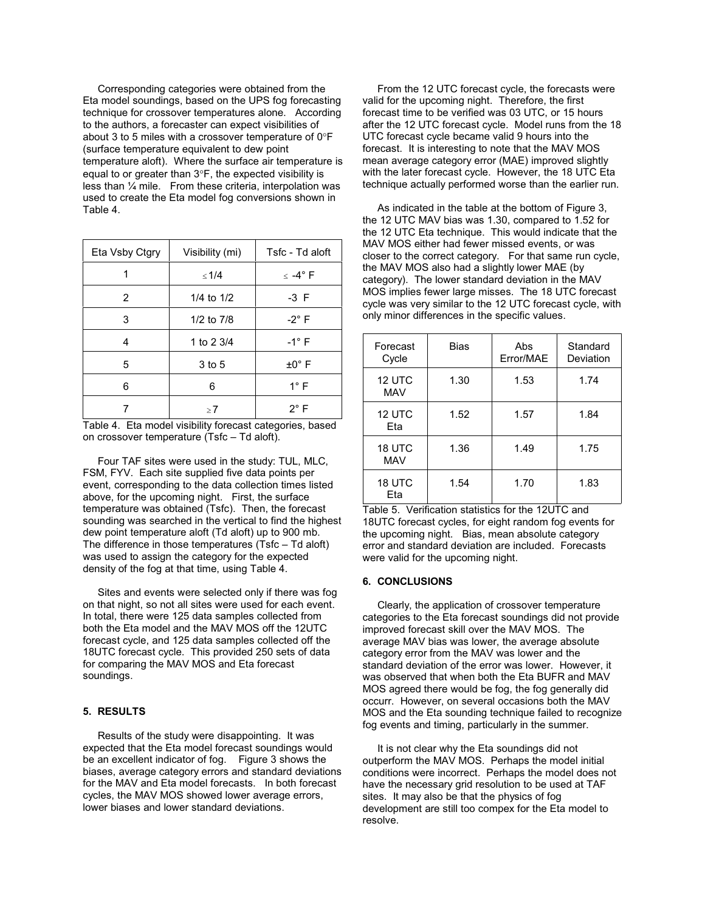Corresponding categories were obtained from the Eta model soundings, based on the UPS fog forecasting technique for crossover temperatures alone. According to the authors, a forecaster can expect visibilities of about 3 to 5 miles with a crossover temperature of 0°F (surface temperature equivalent to dew point temperature aloft). Where the surface air temperature is equal to or greater than 3°F, the expected visibility is less than ¼ mile. From these criteria, interpolation was used to create the Eta model fog conversions shown in Table 4.

| Eta Vsby Ctgry | Visibility (mi) | Tsfc - Td aloft |
|---|---|---|
| 1 | ≤ 1/4 | ≤ -4° F |
| 2 | 1/4 to 1/2 | -3 F |
| 3 | 1/2 to 7/8 | -2° F |
| 4 | 1 to 2 3/4 | -1° F |
| 5 | 3 to 5 | ±0° F |
| 6 | 6 | 1° F |
| 7 | ≥ 7 | 2° F |

Table 4. Eta model visibility forecast categories, based on crossover temperature (Tsfc – Td aloft).

Four TAF sites were used in the study: TUL, MLC, FSM, FYV. Each site supplied five data points per event, corresponding to the data collection times listed above, for the upcoming night. First, the surface temperature was obtained (Tsfc). Then, the forecast sounding was searched in the vertical to find the highest dew point temperature aloft (Td aloft) up to 900 mb. The difference in those temperatures (Tsfc – Td aloft) was used to assign the category for the expected density of the fog at that time, using Table 4.

Sites and events were selected only if there was fog on that night, so not all sites were used for each event. In total, there were 125 data samples collected from both the Eta model and the MAV MOS off the 12UTC forecast cycle, and 125 data samples collected off the 18UTC forecast cycle. This provided 250 sets of data for comparing the MAV MOS and Eta forecast soundings.

## 5. RESULTS

Results of the study were disappointing. It was expected that the Eta model forecast soundings would be an excellent indicator of fog. Figure 3 shows the biases, average category errors and standard deviations for the MAV and Eta model forecasts. In both forecast cycles, the MAV MOS showed lower average errors, lower biases and lower standard deviations.

From the 12 UTC forecast cycle, the forecasts were valid for the upcoming night. Therefore, the first forecast time to be verified was 03 UTC, or 15 hours after the 12 UTC forecast cycle. Model runs from the 18 UTC forecast cycle became valid 9 hours into the forecast. It is interesting to note that the MAV MOS mean average category error (MAE) improved slightly with the later forecast cycle. However, the 18 UTC Eta technique actually performed worse than the earlier run.

As indicated in the table at the bottom of Figure 3, the 12 UTC MAV bias was 1.30, compared to 1.52 for the 12 UTC Eta technique. This would indicate that the MAV MOS either had fewer missed events, or was closer to the correct category. For that same run cycle, the MAV MOS also had a slightly lower MAE (by category). The lower standard deviation in the MAV MOS implies fewer large misses. The 18 UTC forecast cycle was very similar to the 12 UTC forecast cycle, with only minor differences in the specific values.

| Forecast Cycle | Bias | Abs Error/MAE | Standard Deviation |
|---|---|---|---|
| 12 UTC MAV | 1.30 | 1.53 | 1.74 |
| 12 UTC Eta | 1.52 | 1.57 | 1.84 |
| 18 UTC MAV | 1.36 | 1.49 | 1.75 |
| 18 UTC Eta | 1.54 | 1.70 | 1.83 |

Table 5. Verification statistics for the 12UTC and 18UTC forecast cycles, for eight random fog events for the upcoming night. Bias, mean absolute category error and standard deviation are included. Forecasts were valid for the upcoming night.

## 6. CONCLUSIONS

Clearly, the application of crossover temperature categories to the Eta forecast soundings did not provide improved forecast skill over the MAV MOS. The average MAV bias was lower, the average absolute category error from the MAV was lower and the standard deviation of the error was lower. However, it was observed that when both the Eta BUFR and MAV MOS agreed there would be fog, the fog generally did occurr. However, on several occasions both the MAV MOS and the Eta sounding technique failed to recognize fog events and timing, particularly in the summer.

It is not clear why the Eta soundings did not outperform the MAV MOS. Perhaps the model initial conditions were incorrect. Perhaps the model does not have the necessary grid resolution to be used at TAF sites. It may also be that the physics of fog development are still too compex for the Eta model to resolve.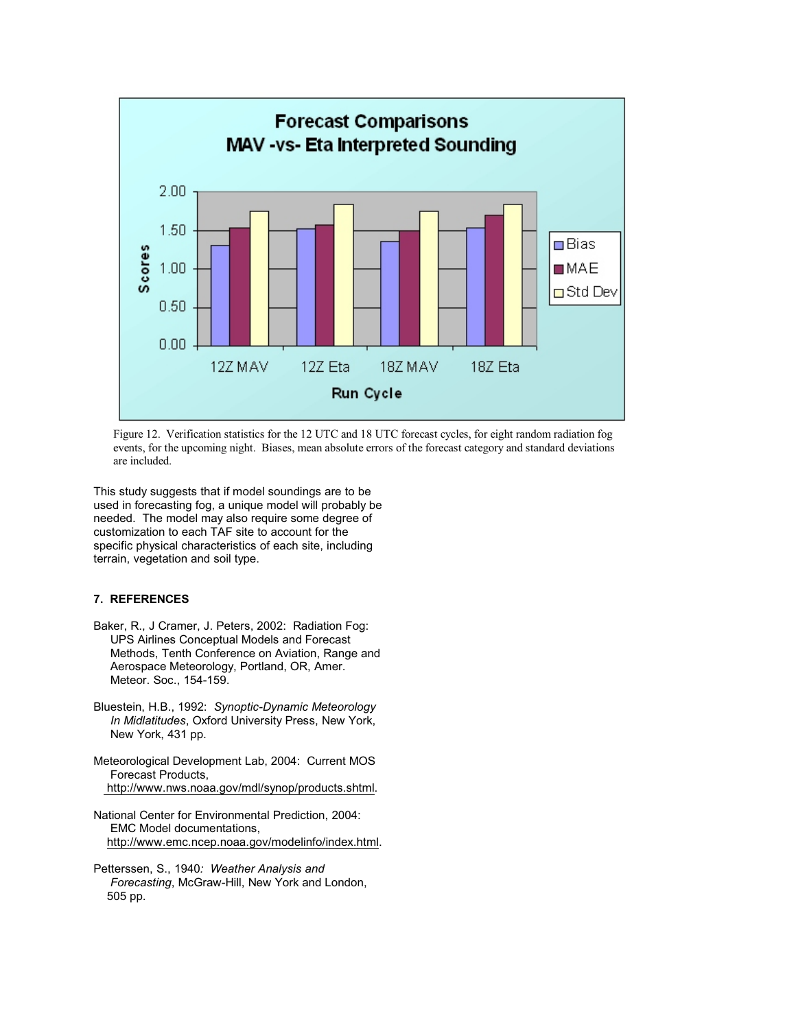Forecast Comparisons
MAV -vs- Eta Interpreted Sounding

Scores

2.00
1.50
1.00
0.50
0.00

12Z MAV
12Z Eta
18Z MAV
18Z Eta

Run Cycle

Bias
MAE
Std Dev

Figure 12. Verification statistics for the 12 UTC and 18 UTC forecast cycles, for eight random radiation fog events, for the upcoming night. Biases, mean absolute errors of the forecast category and standard deviations are included.

This study suggests that if model soundings are to be used in forecasting fog, a unique model will probably be needed. The model may also require some degree of customization to each TAF site to account for the specific physical characteristics of each site, including terrain, vegetation and soil type.

## 7. REFERENCES

Baker, R., J Cramer, J. Peters, 2002: Radiation Fog: UPS Airlines Conceptual Models and Forecast Methods, Tenth Conference on Aviation, Range and Aerospace Meteorology, Portland, OR, Amer. Meteor. Soc., 154-159.

Bluestein, H.B., 1992: *Synoptic-Dynamic Meteorology In Midlatitudes*, Oxford University Press, New York, New York, 431 pp.

Meteorological Development Lab, 2004: Current MOS Forecast Products, http://www.nws.noaa.gov/mdl/synop/products.shtml.

National Center for Environmental Prediction, 2004: EMC Model documentations, http://www.emc.ncep.noaa.gov/modelinfo/index.html.

Petterssen, S., 1940*: Weather Analysis and Forecasting*, McGraw-Hill, New York and London, 505 pp.